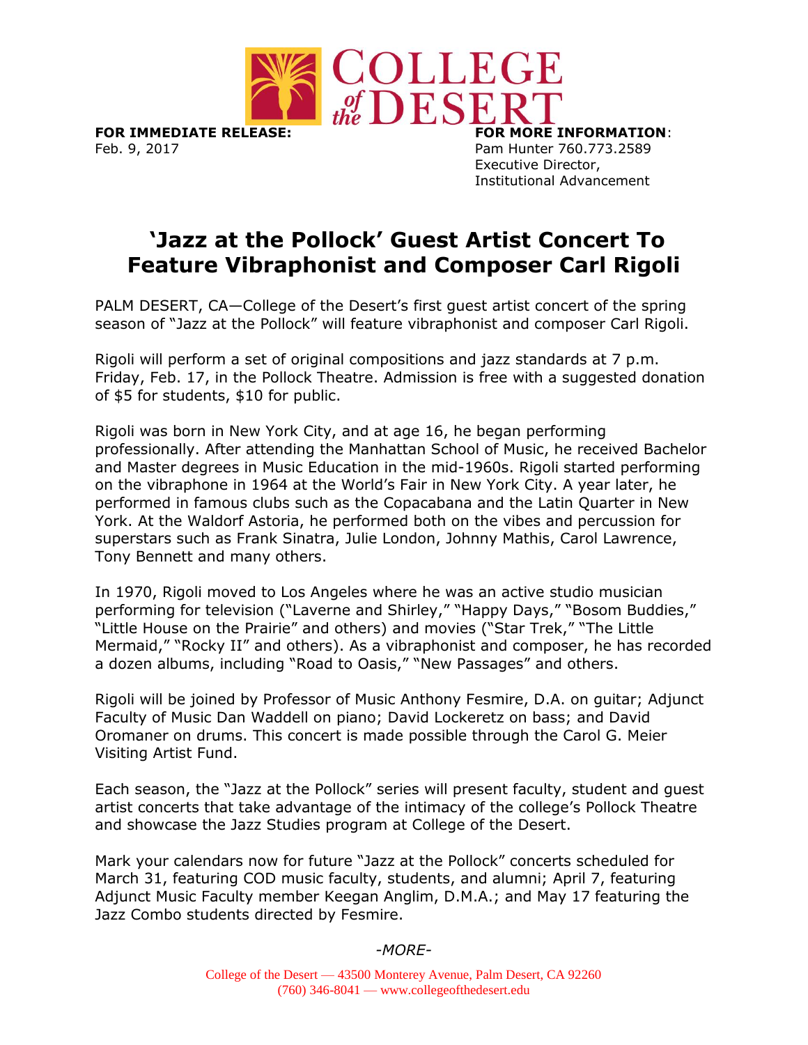**FOR IMMEDIATE RELEASE:**
Feb. 9, 2017

**FOR MORE INFORMATION**:
Pam Hunter 760.773.2589
Executive Director,
Institutional Advancement

# 'Jazz at the Pollock' Guest Artist Concert To Feature Vibraphonist and Composer Carl Rigoli

PALM DESERT, CA—College of the Desert's first guest artist concert of the spring season of "Jazz at the Pollock" will feature vibraphonist and composer Carl Rigoli.

Rigoli will perform a set of original compositions and jazz standards at 7 p.m. Friday, Feb. 17, in the Pollock Theatre. Admission is free with a suggested donation of $5 for students, $10 for public.

Rigoli was born in New York City, and at age 16, he began performing professionally. After attending the Manhattan School of Music, he received Bachelor and Master degrees in Music Education in the mid-1960s. Rigoli started performing on the vibraphone in 1964 at the World's Fair in New York City. A year later, he performed in famous clubs such as the Copacabana and the Latin Quarter in New York. At the Waldorf Astoria, he performed both on the vibes and percussion for superstars such as Frank Sinatra, Julie London, Johnny Mathis, Carol Lawrence, Tony Bennett and many others.

In 1970, Rigoli moved to Los Angeles where he was an active studio musician performing for television ("Laverne and Shirley," "Happy Days," "Bosom Buddies," "Little House on the Prairie" and others) and movies ("Star Trek," "The Little Mermaid," "Rocky II" and others). As a vibraphonist and composer, he has recorded a dozen albums, including "Road to Oasis," "New Passages" and others.

Rigoli will be joined by Professor of Music Anthony Fesmire, D.A. on guitar; Adjunct Faculty of Music Dan Waddell on piano; David Lockeretz on bass; and David Oromaner on drums. This concert is made possible through the Carol G. Meier Visiting Artist Fund.

Each season, the "Jazz at the Pollock" series will present faculty, student and guest artist concerts that take advantage of the intimacy of the college's Pollock Theatre and showcase the Jazz Studies program at College of the Desert.

Mark your calendars now for future "Jazz at the Pollock" concerts scheduled for March 31, featuring COD music faculty, students, and alumni; April 7, featuring Adjunct Music Faculty member Keegan Anglim, D.M.A.; and May 17 featuring the Jazz Combo students directed by Fesmire.

*-MORE-*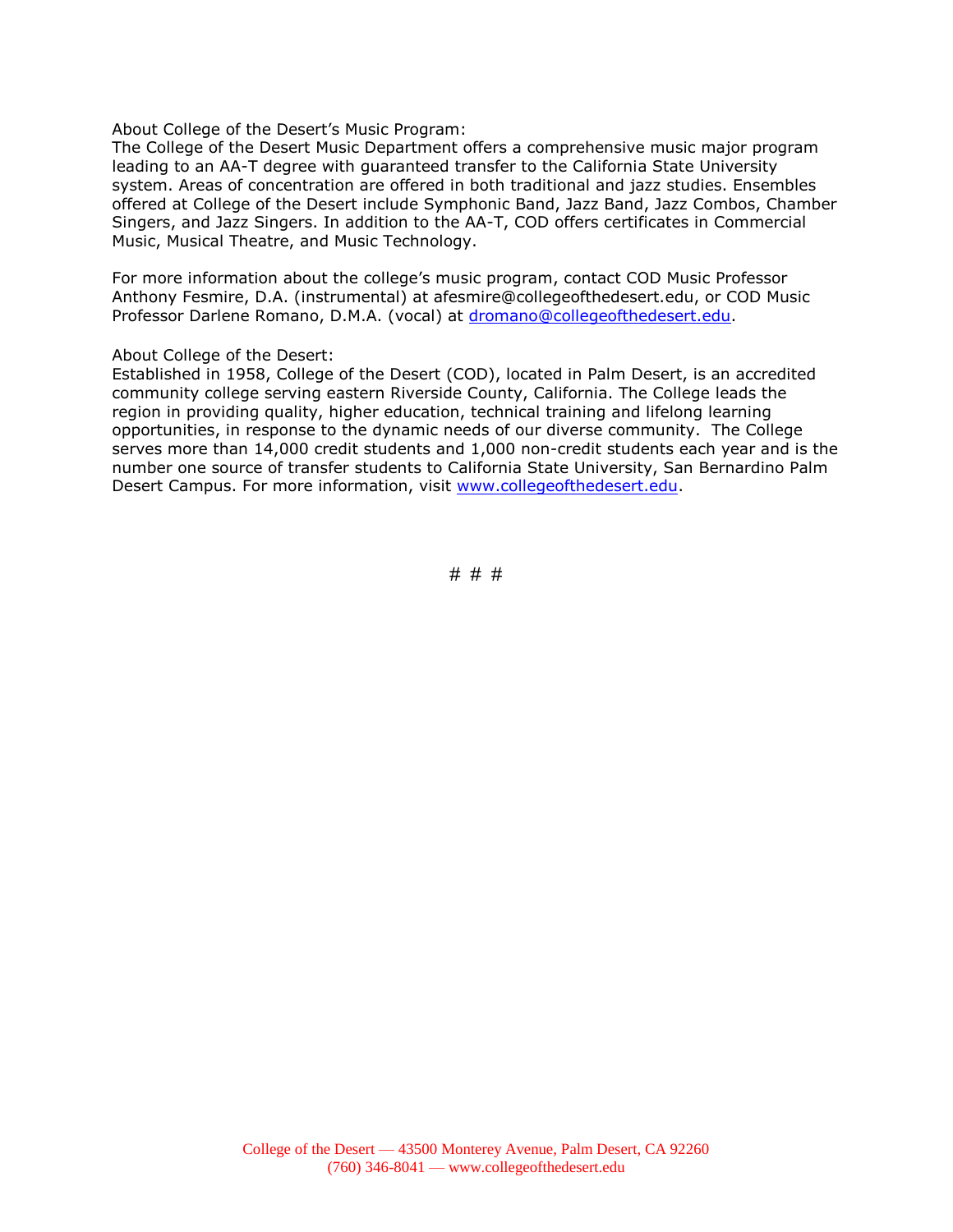About College of the Desert's Music Program:
The College of the Desert Music Department offers a comprehensive music major program leading to an AA-T degree with guaranteed transfer to the California State University system. Areas of concentration are offered in both traditional and jazz studies. Ensembles offered at College of the Desert include Symphonic Band, Jazz Band, Jazz Combos, Chamber Singers, and Jazz Singers. In addition to the AA-T, COD offers certificates in Commercial Music, Musical Theatre, and Music Technology.

For more information about the college's music program, contact COD Music Professor Anthony Fesmire, D.A. (instrumental) at afesmire@collegeofthedesert.edu, or COD Music Professor Darlene Romano, D.M.A. (vocal) at dromano@collegeofthedesert.edu.

About College of the Desert:
Established in 1958, College of the Desert (COD), located in Palm Desert, is an accredited community college serving eastern Riverside County, California. The College leads the region in providing quality, higher education, technical training and lifelong learning opportunities, in response to the dynamic needs of our diverse community. The College serves more than 14,000 credit students and 1,000 non-credit students each year and is the number one source of transfer students to California State University, San Bernardino Palm Desert Campus. For more information, visit www.collegeofthedesert.edu.

# # #

College of the Desert — 43500 Monterey Avenue, Palm Desert, CA 92260
(760) 346-8041 — www.collegeofthedesert.edu